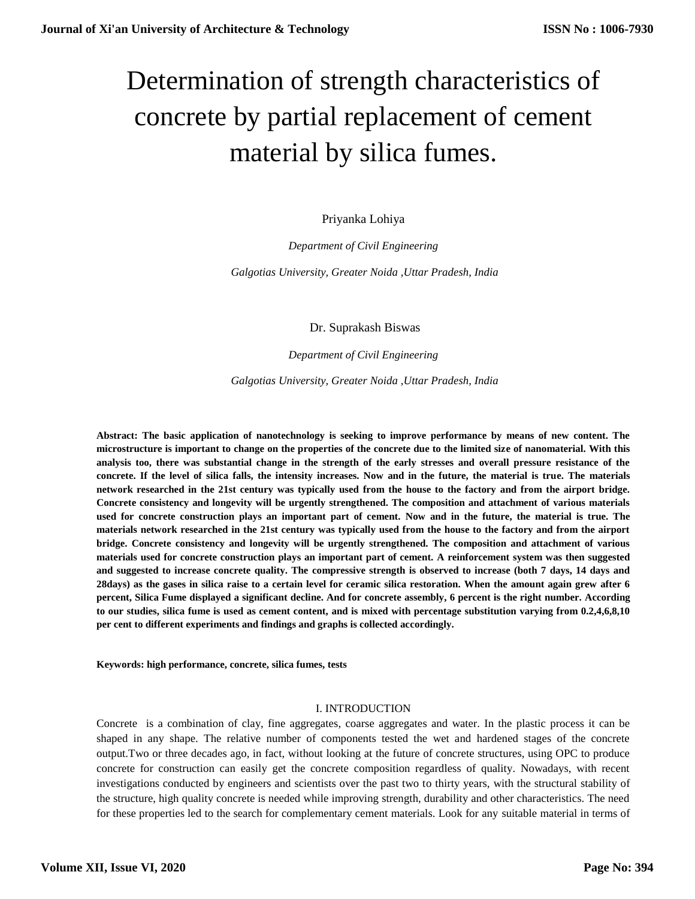# Determination of strength characteristics of concrete by partial replacement of cement material by silica fumes.

Priyanka Lohiya

*Department of Civil Engineering*

*Galgotias University, Greater Noida ,Uttar Pradesh, India*

Dr. Suprakash Biswas

*Department of Civil Engineering*

*Galgotias University, Greater Noida ,Uttar Pradesh, India*

**Abstract: The basic application of nanotechnology is seeking to improve performance by means of new content. The microstructure is important to change on the properties of the concrete due to the limited size of nanomaterial. With this analysis too, there was substantial change in the strength of the early stresses and overall pressure resistance of the concrete. If the level of silica falls, the intensity increases. Now and in the future, the material is true. The materials network researched in the 21st century was typically used from the house to the factory and from the airport bridge. Concrete consistency and longevity will be urgently strengthened. The composition and attachment of various materials used for concrete construction plays an important part of cement. Now and in the future, the material is true. The materials network researched in the 21st century was typically used from the house to the factory and from the airport bridge. Concrete consistency and longevity will be urgently strengthened. The composition and attachment of various materials used for concrete construction plays an important part of cement. A reinforcement system was then suggested and suggested to increase concrete quality. The compressive strength is observed to increase (both 7 days, 14 days and 28days) as the gases in silica raise to a certain level for ceramic silica restoration. When the amount again grew after 6 percent, Silica Fume displayed a significant decline. And for concrete assembly, 6 percent is the right number. According to our studies, silica fume is used as cement content, and is mixed with percentage substitution varying from 0.2,4,6,8,10 per cent to different experiments and findings and graphs is collected accordingly.**

**Keywords: high performance, concrete, silica fumes, tests**

## I. INTRODUCTION

Concrete is a combination of clay, fine aggregates, coarse aggregates and water. In the plastic process it can be shaped in any shape. The relative number of components tested the wet and hardened stages of the concrete output.Two or three decades ago, in fact, without looking at the future of concrete structures, using OPC to produce concrete for construction can easily get the concrete composition regardless of quality. Nowadays, with recent investigations conducted by engineers and scientists over the past two to thirty years, with the structural stability of the structure, high quality concrete is needed while improving strength, durability and other characteristics. The need for these properties led to the search for complementary cement materials. Look for any suitable material in terms of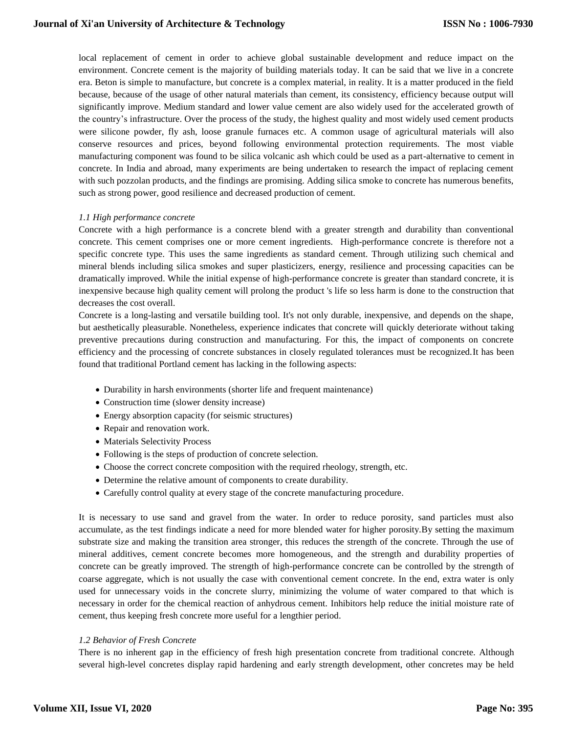local replacement of cement in order to achieve global sustainable development and reduce impact on the environment. Concrete cement is the majority of building materials today. It can be said that we live in a concrete era. Beton is simple to manufacture, but concrete is a complex material, in reality. It is a matter produced in the field because, because of the usage of other natural materials than cement, its consistency, efficiency because output will significantly improve. Medium standard and lower value cement are also widely used for the accelerated growth of the country's infrastructure. Over the process of the study, the highest quality and most widely used cement products were silicone powder, fly ash, loose granule furnaces etc. A common usage of agricultural materials will also conserve resources and prices, beyond following environmental protection requirements. The most viable manufacturing component was found to be silica volcanic ash which could be used as a part-alternative to cement in concrete. In India and abroad, many experiments are being undertaken to research the impact of replacing cement with such pozzolan products, and the findings are promising. Adding silica smoke to concrete has numerous benefits, such as strong power, good resilience and decreased production of cement.

### *1.1 High performance concrete*

Concrete with a high performance is a concrete blend with a greater strength and durability than conventional concrete. This cement comprises one or more cement ingredients. High-performance concrete is therefore not a specific concrete type. This uses the same ingredients as standard cement. Through utilizing such chemical and mineral blends including silica smokes and super plasticizers, energy, resilience and processing capacities can be dramatically improved. While the initial expense of high-performance concrete is greater than standard concrete, it is inexpensive because high quality cement will prolong the product 's life so less harm is done to the construction that decreases the cost overall.

Concrete is a long-lasting and versatile building tool. It's not only durable, inexpensive, and depends on the shape, but aesthetically pleasurable. Nonetheless, experience indicates that concrete will quickly deteriorate without taking preventive precautions during construction and manufacturing. For this, the impact of components on concrete efficiency and the processing of concrete substances in closely regulated tolerances must be recognized.It has been found that traditional Portland cement has lacking in the following aspects:

- Durability in harsh environments (shorter life and frequent maintenance)
- Construction time (slower density increase)
- Energy absorption capacity (for seismic structures)
- Repair and renovation work.
- Materials Selectivity Process
- Following is the steps of production of concrete selection.
- Choose the correct concrete composition with the required rheology, strength, etc.
- Determine the relative amount of components to create durability.
- Carefully control quality at every stage of the concrete manufacturing procedure.

It is necessary to use sand and gravel from the water. In order to reduce porosity, sand particles must also accumulate, as the test findings indicate a need for more blended water for higher porosity.By setting the maximum substrate size and making the transition area stronger, this reduces the strength of the concrete. Through the use of mineral additives, cement concrete becomes more homogeneous, and the strength and durability properties of concrete can be greatly improved. The strength of high-performance concrete can be controlled by the strength of coarse aggregate, which is not usually the case with conventional cement concrete. In the end, extra water is only used for unnecessary voids in the concrete slurry, minimizing the volume of water compared to that which is necessary in order for the chemical reaction of anhydrous cement. Inhibitors help reduce the initial moisture rate of cement, thus keeping fresh concrete more useful for a lengthier period.

### *1.2 Behavior of Fresh Concrete*

There is no inherent gap in the efficiency of fresh high presentation concrete from traditional concrete. Although several high-level concretes display rapid hardening and early strength development, other concretes may be held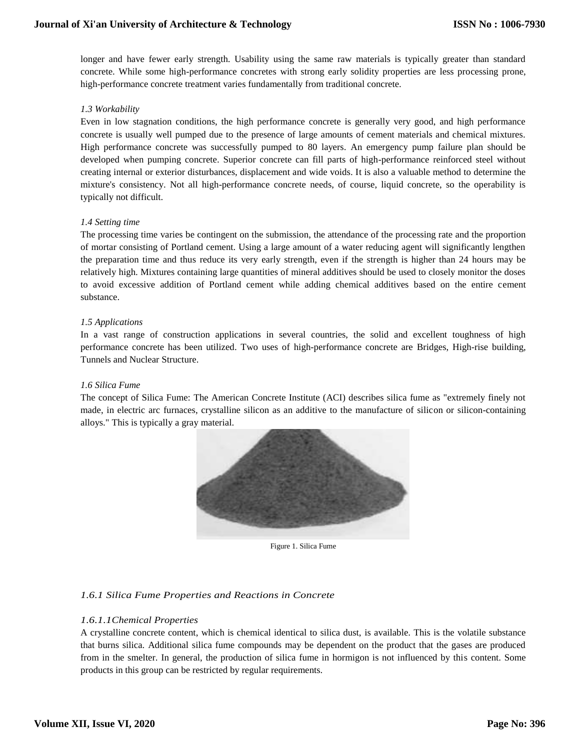longer and have fewer early strength. Usability using the same raw materials is typically greater than standard concrete. While some high-performance concretes with strong early solidity properties are less processing prone, high-performance concrete treatment varies fundamentally from traditional concrete.

### *1.3 Workability*

Even in low stagnation conditions, the high performance concrete is generally very good, and high performance concrete is usually well pumped due to the presence of large amounts of cement materials and chemical mixtures. High performance concrete was successfully pumped to 80 layers. An emergency pump failure plan should be developed when pumping concrete. Superior concrete can fill parts of high-performance reinforced steel without creating internal or exterior disturbances, displacement and wide voids. It is also a valuable method to determine the mixture's consistency. Not all high-performance concrete needs, of course, liquid concrete, so the operability is typically not difficult.

### *1.4 Setting time*

The processing time varies be contingent on the submission, the attendance of the processing rate and the proportion of mortar consisting of Portland cement. Using a large amount of a water reducing agent will significantly lengthen the preparation time and thus reduce its very early strength, even if the strength is higher than 24 hours may be relatively high. Mixtures containing large quantities of mineral additives should be used to closely monitor the doses to avoid excessive addition of Portland cement while adding chemical additives based on the entire cement substance.

### *1.5 Applications*

In a vast range of construction applications in several countries, the solid and excellent toughness of high performance concrete has been utilized. Two uses of high-performance concrete are Bridges, High-rise building, Tunnels and Nuclear Structure.

### *1.6 Silica Fume*

The concept of Silica Fume: The American Concrete Institute (ACI) describes silica fume as "extremely finely not made, in electric arc furnaces, crystalline silicon as an additive to the manufacture of silicon or silicon-containing alloys." This is typically a gray material.

Figure 1. Silica Fume

#### *1.6.1 Silica Fume Properties and Reactions in Concrete*

##### *1.6.1.1Chemical Properties*

A crystalline concrete content, which is chemical identical to silica dust, is available. This is the volatile substance that burns silica. Additional silica fume compounds may be dependent on the product that the gases are produced from in the smelter. In general, the production of silica fume in hormigon is not influenced by this content. Some products in this group can be restricted by regular requirements.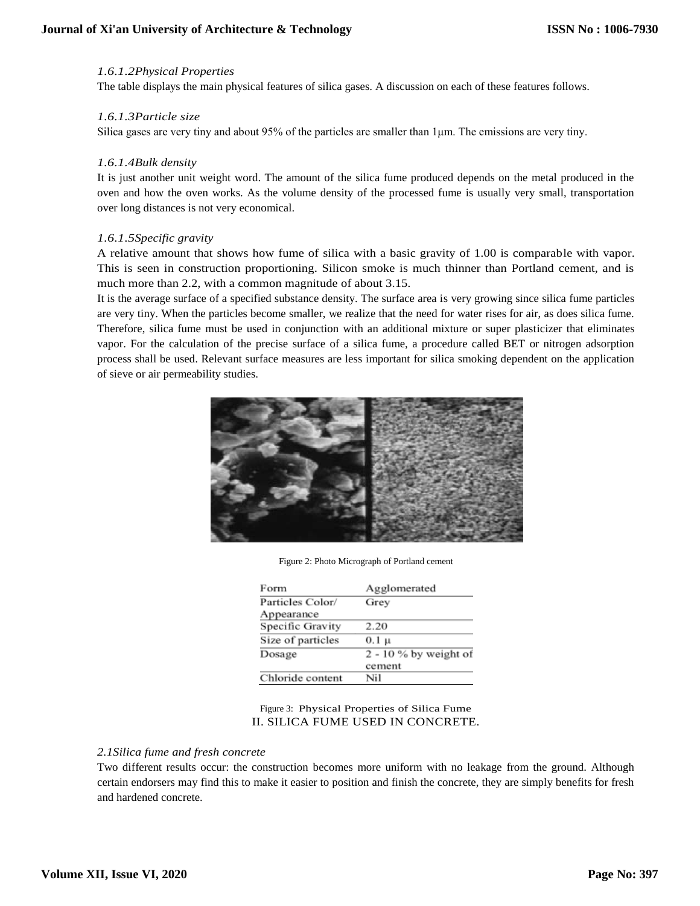*1.6.1.2Physical Properties*

The table displays the main physical features of silica gases. A discussion on each of these features follows.

*1.6.1.3Particle size*

Silica gases are very tiny and about 95% of the particles are smaller than 1μm. The emissions are very tiny.

*1.6.1.4Bulk density*

It is just another unit weight word. The amount of the silica fume produced depends on the metal produced in the oven and how the oven works. As the volume density of the processed fume is usually very small, transportation over long distances is not very economical.

*1.6.1.5Specific gravity*

A relative amount that shows how fume of silica with a basic gravity of 1.00 is comparable with vapor. This is seen in construction proportioning. Silicon smoke is much thinner than Portland cement, and is much more than 2.2, with a common magnitude of about 3.15.

It is the average surface of a specified substance density. The surface area is very growing since silica fume particles are very tiny. When the particles become smaller, we realize that the need for water rises for air, as does silica fume. Therefore, silica fume must be used in conjunction with an additional mixture or super plasticizer that eliminates vapor. For the calculation of the precise surface of a silica fume, a procedure called BET or nitrogen adsorption process shall be used. Relevant surface measures are less important for silica smoking dependent on the application of sieve or air permeability studies.

Figure 2: Photo Micrograph of Portland cement

| Form | Agglomerated |
|---|---|
| Particles Color/ Appearance | Grey |
| Specific Gravity | 2.20 |
| Size of particles | 0.1 μ |
| Dosage | 2 - 10 % by weight of cement |
| Chloride content | Nil |

Figure 3: Physical Properties of Silica Fume

## II. SILICA FUME USED IN CONCRETE.

*2.1Silica fume and fresh concrete*

Two different results occur: the construction becomes more uniform with no leakage from the ground. Although certain endorsers may find this to make it easier to position and finish the concrete, they are simply benefits for fresh and hardened concrete.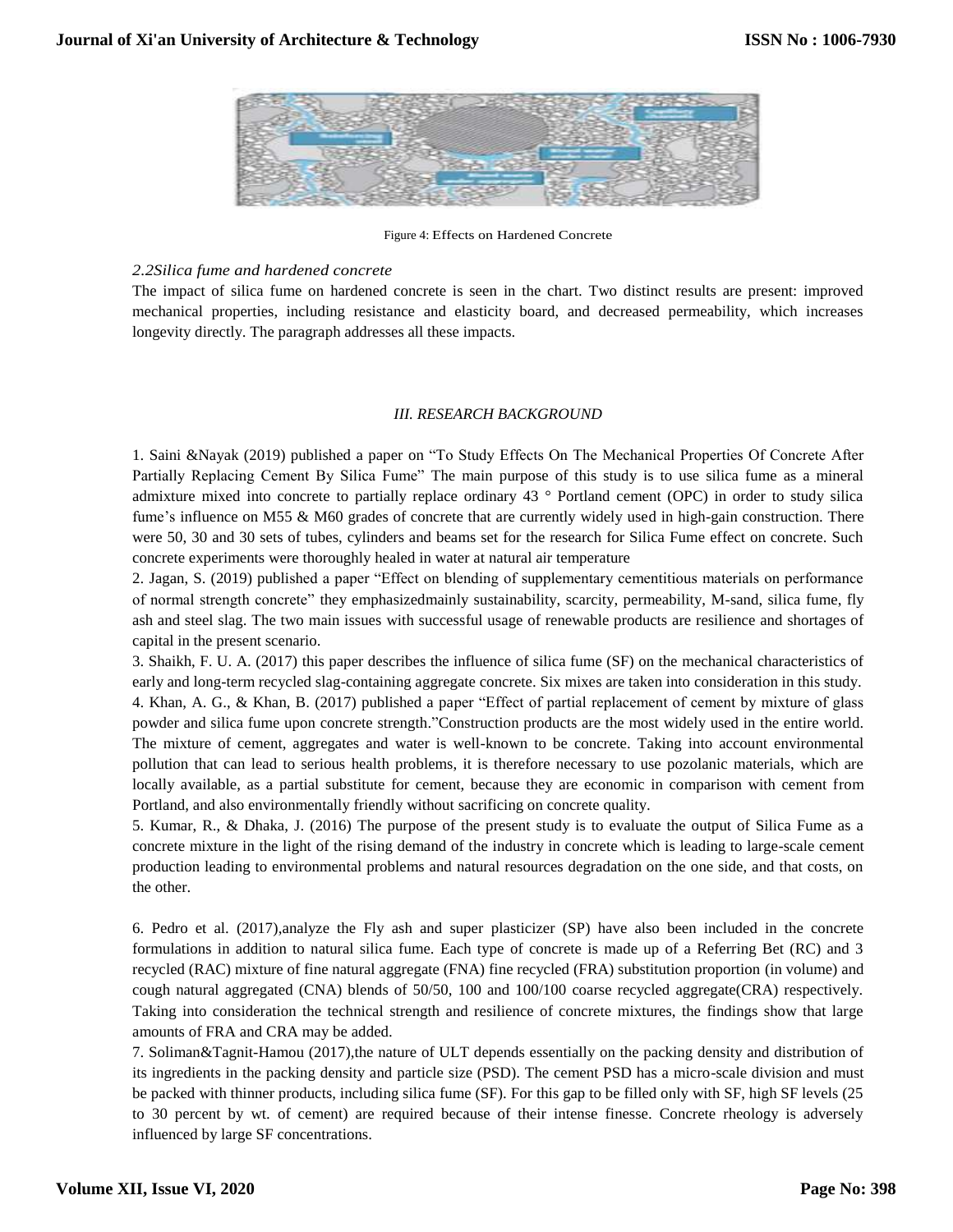Figure 4: Effects on Hardened Concrete

*2.2Silica fume and hardened concrete*

The impact of silica fume on hardened concrete is seen in the chart. Two distinct results are present: improved mechanical properties, including resistance and elasticity board, and decreased permeability, which increases longevity directly. The paragraph addresses all these impacts.

## *III. RESEARCH BACKGROUND*

1. Saini &Nayak (2019) published a paper on "To Study Effects On The Mechanical Properties Of Concrete After Partially Replacing Cement By Silica Fume" The main purpose of this study is to use silica fume as a mineral admixture mixed into concrete to partially replace ordinary 43 ° Portland cement (OPC) in order to study silica fume's influence on M55 & M60 grades of concrete that are currently widely used in high-gain construction. There were 50, 30 and 30 sets of tubes, cylinders and beams set for the research for Silica Fume effect on concrete. Such concrete experiments were thoroughly healed in water at natural air temperature
2. Jagan, S. (2019) published a paper "Effect on blending of supplementary cementitious materials on performance of normal strength concrete" they emphasizedmainly sustainability, scarcity, permeability, M-sand, silica fume, fly ash and steel slag. The two main issues with successful usage of renewable products are resilience and shortages of capital in the present scenario.
3. Shaikh, F. U. A. (2017) this paper describes the influence of silica fume (SF) on the mechanical characteristics of early and long-term recycled slag-containing aggregate concrete. Six mixes are taken into consideration in this study.
4. Khan, A. G., & Khan, B. (2017) published a paper "Effect of partial replacement of cement by mixture of glass powder and silica fume upon concrete strength."Construction products are the most widely used in the entire world. The mixture of cement, aggregates and water is well-known to be concrete. Taking into account environmental pollution that can lead to serious health problems, it is therefore necessary to use pozolanic materials, which are locally available, as a partial substitute for cement, because they are economic in comparison with cement from Portland, and also environmentally friendly without sacrificing on concrete quality.
5. Kumar, R., & Dhaka, J. (2016) The purpose of the present study is to evaluate the output of Silica Fume as a concrete mixture in the light of the rising demand of the industry in concrete which is leading to large-scale cement production leading to environmental problems and natural resources degradation on the one side, and that costs, on the other.

6. Pedro et al. (2017),analyze the Fly ash and super plasticizer (SP) have also been included in the concrete formulations in addition to natural silica fume. Each type of concrete is made up of a Referring Bet (RC) and 3 recycled (RAC) mixture of fine natural aggregate (FNA) fine recycled (FRA) substitution proportion (in volume) and cough natural aggregated (CNA) blends of 50/50, 100 and 100/100 coarse recycled aggregate(CRA) respectively. Taking into consideration the technical strength and resilience of concrete mixtures, the findings show that large amounts of FRA and CRA may be added.
7. Soliman&Tagnit-Hamou (2017),the nature of ULT depends essentially on the packing density and distribution of its ingredients in the packing density and particle size (PSD). The cement PSD has a micro-scale division and must be packed with thinner products, including silica fume (SF). For this gap to be filled only with SF, high SF levels (25 to 30 percent by wt. of cement) are required because of their intense finesse. Concrete rheology is adversely influenced by large SF concentrations.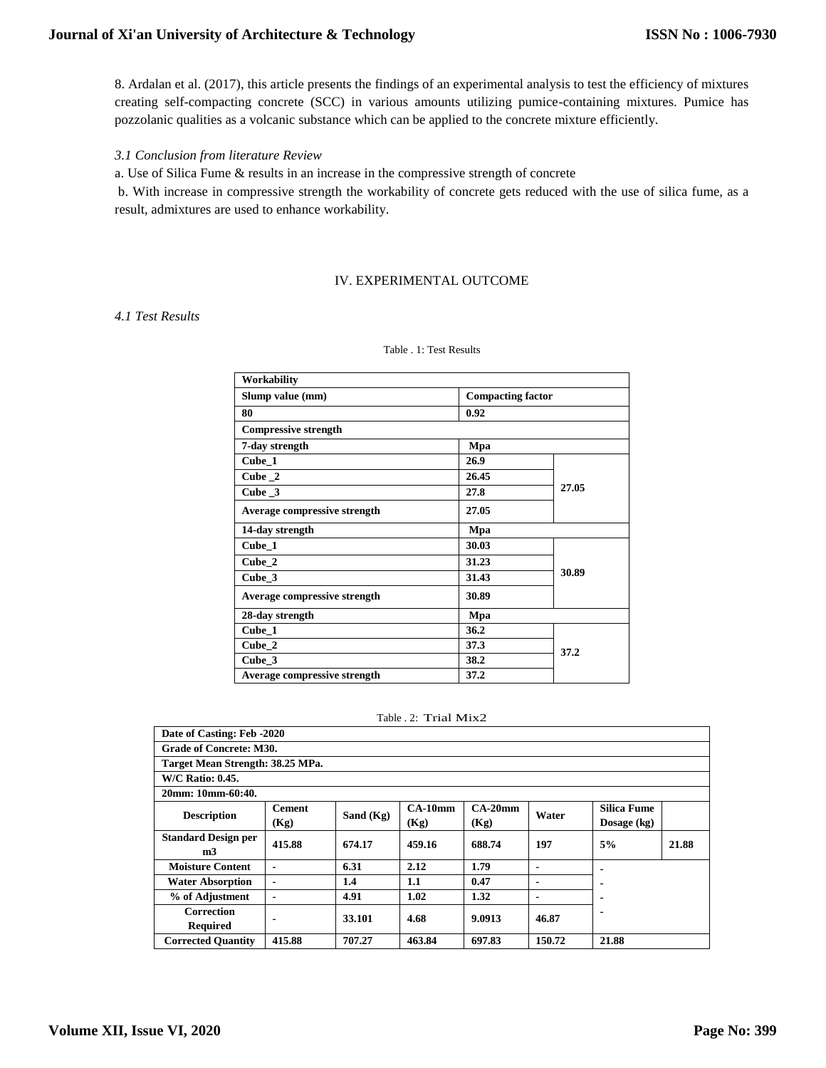8. Ardalan et al. (2017), this article presents the findings of an experimental analysis to test the efficiency of mixtures creating self-compacting concrete (SCC) in various amounts utilizing pumice-containing mixtures. Pumice has pozzolanic qualities as a volcanic substance which can be applied to the concrete mixture efficiently.

*3.1 Conclusion from literature Review*

a. Use of Silica Fume & results in an increase in the compressive strength of concrete

b. With increase in compressive strength the workability of concrete gets reduced with the use of silica fume, as a result, admixtures are used to enhance workability.

## IV. EXPERIMENTAL OUTCOME

*4.1 Test Results*

Table . 1: Test Results

| **Workability** | | |
|---|---|---|
| **Slump value (mm)** | **Compacting factor** | |
| **80** | **0.92** | |
| **Compressive strength** | | |
| **7-day strength** | **Mpa** | |
| **Cube_1** | **26.9** | **27.05** |
| **Cube _2** | **26.45** | |
| **Cube _3** | **27.8** | |
| **Average compressive strength** | **27.05** | |
| **14-day strength** | **Mpa** | |
| **Cube_1** | **30.03** | **30.89** |
| **Cube_2** | **31.23** | |
| **Cube_3** | **31.43** | |
| **Average compressive strength** | **30.89** | |
| **28-day strength** | **Mpa** | |
| **Cube_1** | **36.2** | **37.2** |
| **Cube_2** | **37.3** | |
| **Cube_3** | **38.2** | |
| **Average compressive strength** | **37.2** | |

Table . 2: Trial Mix2

| **Date of Casting: Feb -2020** | | | | | | | |
|---|---|---|---|---|---|---|---|
| **Grade of Concrete: M30.** | | | | | | | |
| **Target Mean Strength: 38.25 MPa.** | | | | | | | |
| **W/C Ratio: 0.45.** | | | | | | | |
| **20mm: 10mm-60:40.** | | | | | | | |
| **Description** | **Cement (Kg)** | **Sand (Kg)** | **CA-10mm (Kg)** | **CA-20mm (Kg)** | **Water** | **Silica Fume Dosage (kg)** | |
| **Standard Design per m3** | **415.88** | **674.17** | **459.16** | **688.74** | **197** | **5%** | **21.88** |
| **Moisture Content** | **-** | **6.31** | **2.12** | **1.79** | **-** | **-** | |
| **Water Absorption** | **-** | **1.4** | **1.1** | **0.47** | **-** | **-** | |
| **% of Adjustment** | **-** | **4.91** | **1.02** | **1.32** | **-** | **-** | |
| **Correction Required** | **-** | **33.101** | **4.68** | **9.0913** | **46.87** | **-** | |
| **Corrected Quantity** | **415.88** | **707.27** | **463.84** | **697.83** | **150.72** | **21.88** | |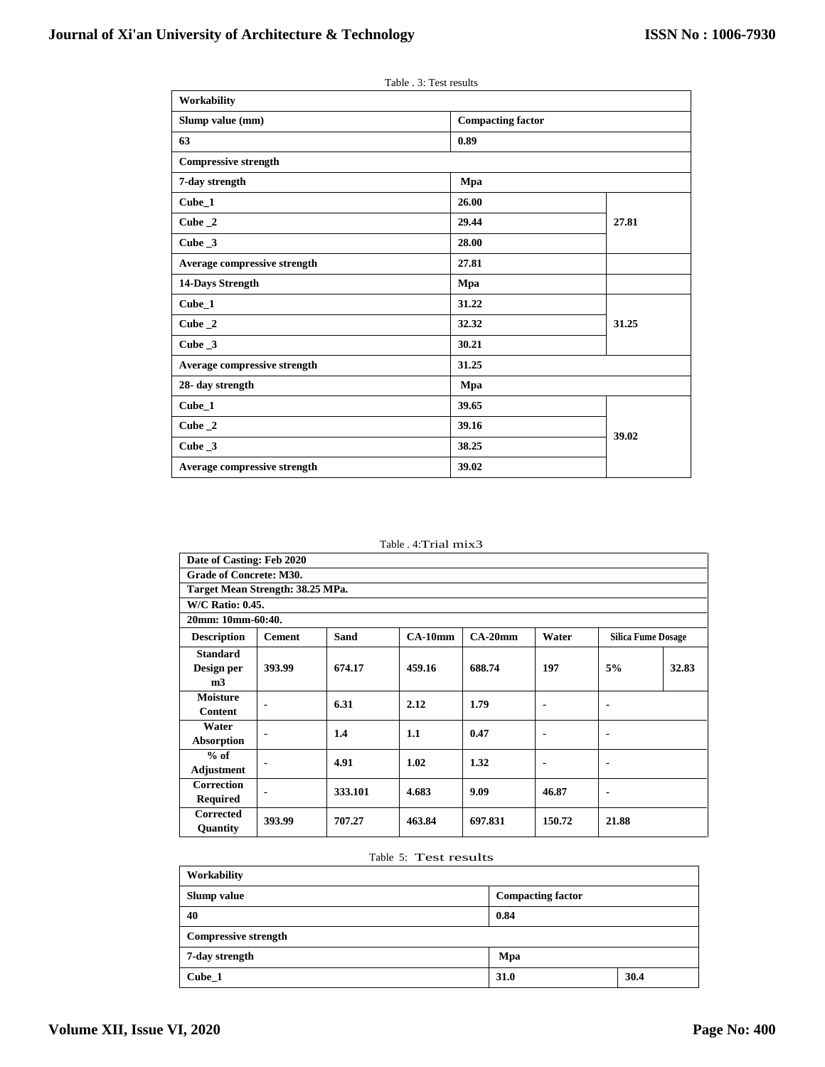Table . 3: Test results

| Workability | | |
|---|---|---|
| **Slump value (mm)** | **Compacting factor** | |
| **63** | **0.89** | |
| **Compressive strength** | | |
| **7-day strength** | **Mpa** | |
| **Cube_1** | **26.00** | **27.81** |
| **Cube _2** | **29.44** | |
| **Cube _3** | **28.00** | |
| **Average compressive strength** | **27.81** | |
| **14-Days Strength** | **Mpa** | |
| **Cube_1** | **31.22** | **31.25** |
| **Cube _2** | **32.32** | |
| **Cube _3** | **30.21** | |
| **Average compressive strength** | **31.25** | |
| **28- day strength** | **Mpa** | |
| **Cube_1** | **39.65** | **39.02** |
| **Cube _2** | **39.16** | |
| **Cube _3** | **38.25** | |
| **Average compressive strength** | **39.02** | |

Table . 4:Trial mix3

| Date of Casting: Feb 2020 | | | | | | | |
|---|---|---|---|---|---|---|---|
| **Grade of Concrete: M30.** | | | | | | | |
| **Target Mean Strength: 38.25 MPa.** | | | | | | | |
| **W/C Ratio: 0.45.** | | | | | | | |
| **20mm: 10mm-60:40.** | | | | | | | |
| **Description** | **Cement** | **Sand** | **CA-10mm** | **CA-20mm** | **Water** | **Silica Fume Dosage** | |
| **Standard Design per m3** | **393.99** | **674.17** | **459.16** | **688.74** | **197** | **5%** | **32.83** |
| **Moisture Content** | - | **6.31** | **2.12** | **1.79** | - | - | |
| **Water Absorption** | - | **1.4** | **1.1** | **0.47** | - | - | |
| **% of Adjustment** | - | **4.91** | **1.02** | **1.32** | - | - | |
| **Correction Required** | - | **333.101** | **4.683** | **9.09** | **46.87** | - | |
| **Corrected Quantity** | **393.99** | **707.27** | **463.84** | **697.831** | **150.72** | **21.88** | |

Table 5: Test results

| Workability | | |
|---|---|---|
| **Slump value** | **Compacting factor** | |
| **40** | **0.84** | |
| **Compressive strength** | | |
| **7-day strength** | **Mpa** | |
| **Cube_1** | **31.0** | **30.4** |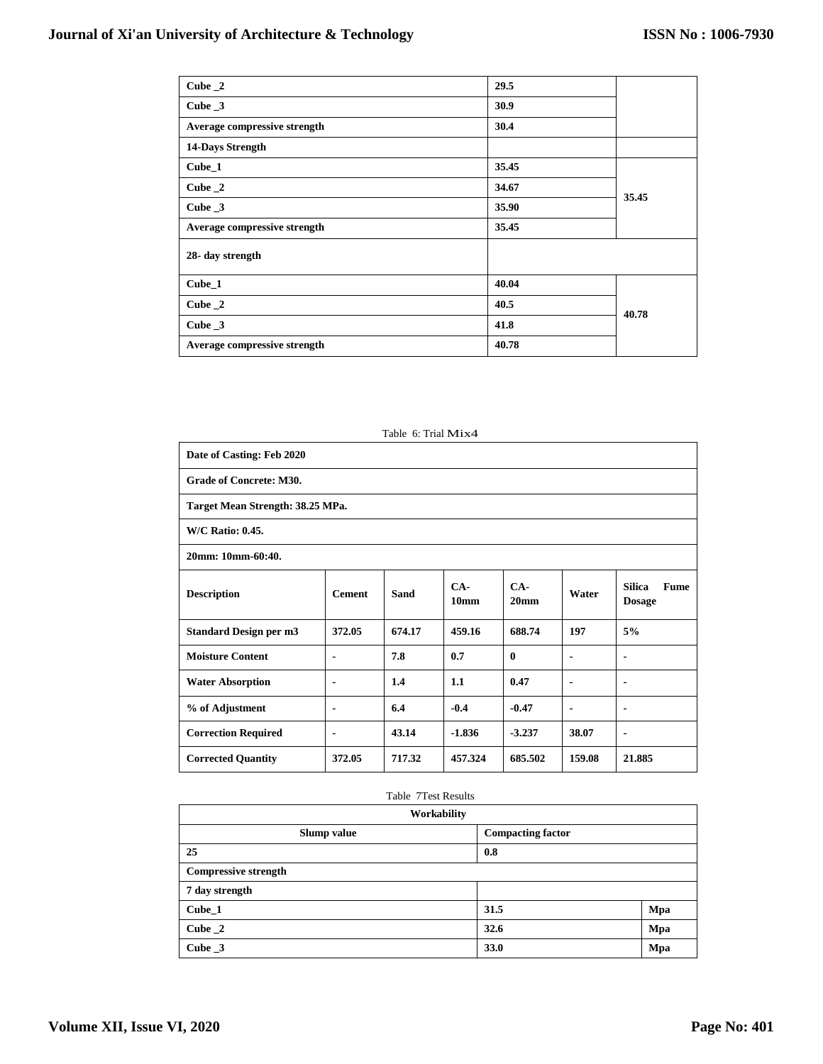| | | |
|---|---|---|
| Cube _2 | 29.5 | |
| Cube _3 | 30.9 | |
| Average compressive strength | 30.4 | |
| 14-Days Strength | | |
| Cube_1 | 35.45 | 35.45 |
| Cube _2 | 34.67 | |
| Cube _3 | 35.90 | |
| Average compressive strength | 35.45 | |
| 28- day strength | | |
| Cube_1 | 40.04 | 40.78 |
| Cube _2 | 40.5 | |
| Cube _3 | 41.8 | |
| Average compressive strength | 40.78 | |

Table 6: Trial Mix4

| Date of Casting: Feb 2020 | | | | | | |
|---|---|---|---|---|---|---|
| **Grade of Concrete: M30.** | | | | | | |
| **Target Mean Strength: 38.25 MPa.** | | | | | | |
| **W/C Ratio: 0.45.** | | | | | | |
| **20mm: 10mm-60:40.** | | | | | | |
| **Description** | **Cement** | **Sand** | **CA-10mm** | **CA-20mm** | **Water** | **Silica Fume Dosage** |
| Standard Design per m3 | 372.05 | 674.17 | 459.16 | 688.74 | 197 | 5% |
| Moisture Content | - | 7.8 | 0.7 | 0 | - | - |
| Water Absorption | - | 1.4 | 1.1 | 0.47 | - | - |
| % of Adjustment | - | 6.4 | -0.4 | -0.47 | - | - |
| Correction Required | - | 43.14 | -1.836 | -3.237 | 38.07 | - |
| Corrected Quantity | 372.05 | 717.32 | 457.324 | 685.502 | 159.08 | 21.885 |

Table 7Test Results

| Workability | | |
|---|---|---|
| **Slump value** | **Compacting factor** | |
| 25 | 0.8 | |
| **Compressive strength** | | |
| **7 day strength** | | |
| Cube_1 | 31.5 | Mpa |
| Cube _2 | 32.6 | Mpa |
| Cube _3 | 33.0 | Mpa |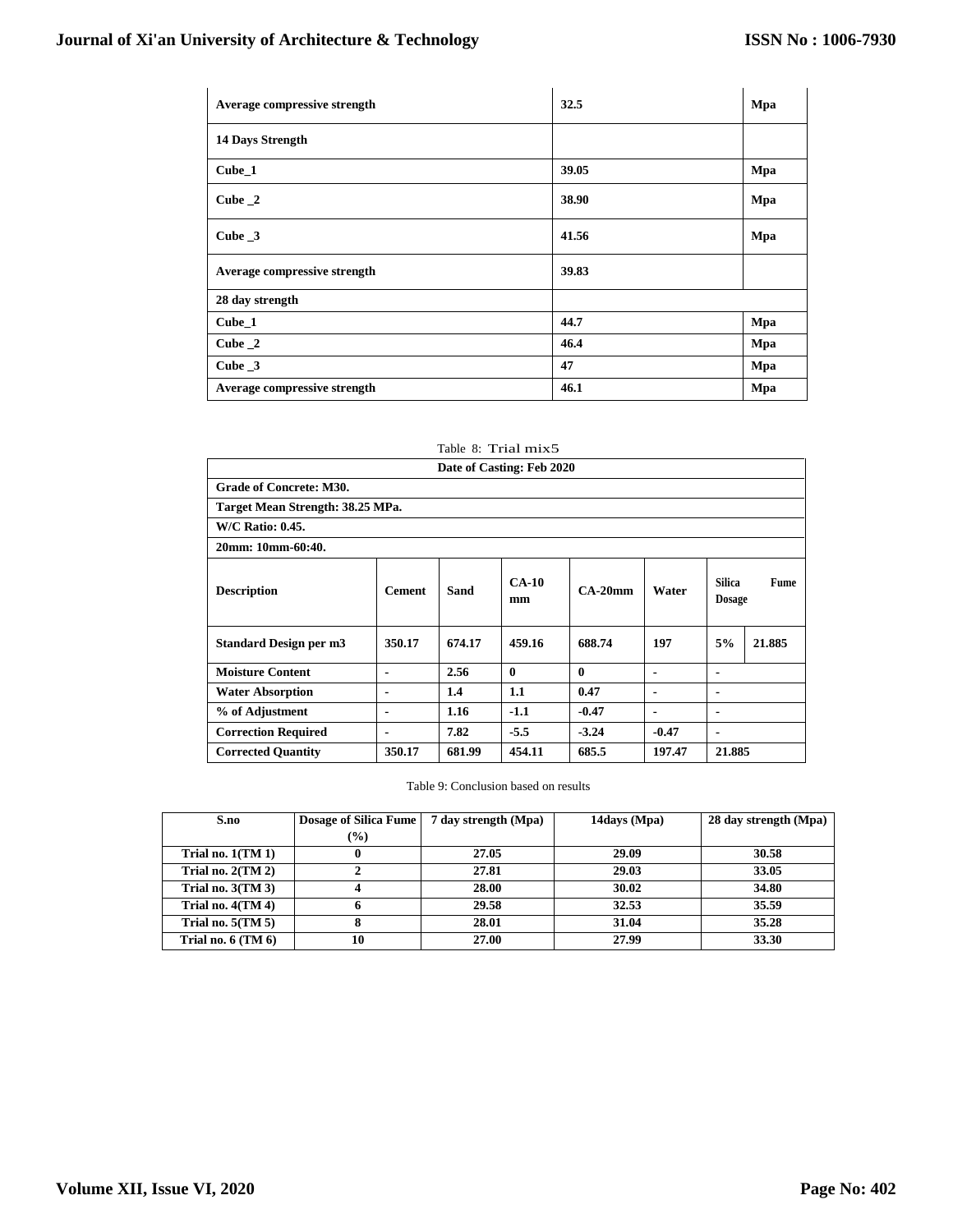| | | |
|---|---|---|
| **Average compressive strength** | **32.5** | **Mpa** |
| **14 Days Strength** | | |
| **Cube_1** | **39.05** | **Mpa** |
| **Cube _2** | **38.90** | **Mpa** |
| **Cube _3** | **41.56** | **Mpa** |
| **Average compressive strength** | **39.83** | |
| **28 day strength** | | |
| **Cube_1** | **44.7** | **Mpa** |
| **Cube _2** | **46.4** | **Mpa** |
| **Cube _3** | **47** | **Mpa** |
| **Average compressive strength** | **46.1** | **Mpa** |

Table 8: Trial mix5

| **Date of Casting: Feb 2020** | | | | | | | |
|---|---|---|---|---|---|---|---|
| **Grade of Concrete: M30.** | | | | | | | |
| **Target Mean Strength: 38.25 MPa.** | | | | | | | |
| **W/C Ratio: 0.45.** | | | | | | | |
| **20mm: 10mm-60:40.** | | | | | | | |
| **Description** | **Cement** | **Sand** | **CA-10 mm** | **CA-20mm** | **Water** | **Silica Fume Dosage** | |
| **Standard Design per m3** | **350.17** | **674.17** | **459.16** | **688.74** | **197** | **5%** | **21.885** |
| **Moisture Content** | **-** | **2.56** | **0** | **0** | **-** | **-** | |
| **Water Absorption** | **-** | **1.4** | **1.1** | **0.47** | **-** | **-** | |
| **% of Adjustment** | **-** | **1.16** | **-1.1** | **-0.47** | **-** | **-** | |
| **Correction Required** | **-** | **7.82** | **-5.5** | **-3.24** | **-0.47** | **-** | |
| **Corrected Quantity** | **350.17** | **681.99** | **454.11** | **685.5** | **197.47** | **21.885** | |

Table 9: Conclusion based on results

| S.no | Dosage of Silica Fume (%) | 7 day strength (Mpa) | 14days (Mpa) | 28 day strength (Mpa) |
|---|---|---|---|---|
| Trial no. 1(TM 1) | 0 | 27.05 | 29.09 | 30.58 |
| Trial no. 2(TM 2) | 2 | 27.81 | 29.03 | 33.05 |
| Trial no. 3(TM 3) | 4 | 28.00 | 30.02 | 34.80 |
| Trial no. 4(TM 4) | 6 | 29.58 | 32.53 | 35.59 |
| Trial no. 5(TM 5) | 8 | 28.01 | 31.04 | 35.28 |
| Trial no. 6 (TM 6) | 10 | 27.00 | 27.99 | 33.30 |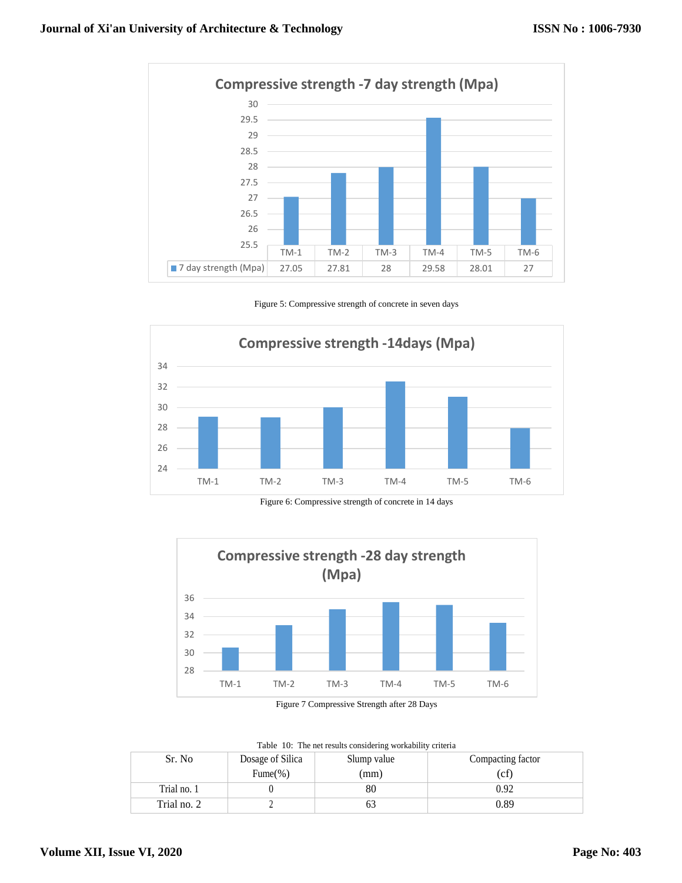Compressive strength -7 day strength (Mpa)

| | TM-1 | TM-2 | TM-3 | TM-4 | TM-5 | TM-6 |
|---|---|---|---|---|---|---|
| 7 day strength (Mpa) | 27.05 | 27.81 | 28 | 29.58 | 28.01 | 27 |

Figure 5: Compressive strength of concrete in seven days

Compressive strength -14days (Mpa)

Figure 6: Compressive strength of concrete in 14 days

Compressive strength -28 day strength (Mpa)

Figure 7 Compressive Strength after 28 Days

Table 10: The net results considering workability criteria

| Sr. No | Dosage of Silica Fume(%) | Slump value (mm) | Compacting factor (cf) |
|---|---|---|---|
| Trial no. 1 | 0 | 80 | 0.92 |
| Trial no. 2 | 2 | 63 | 0.89 |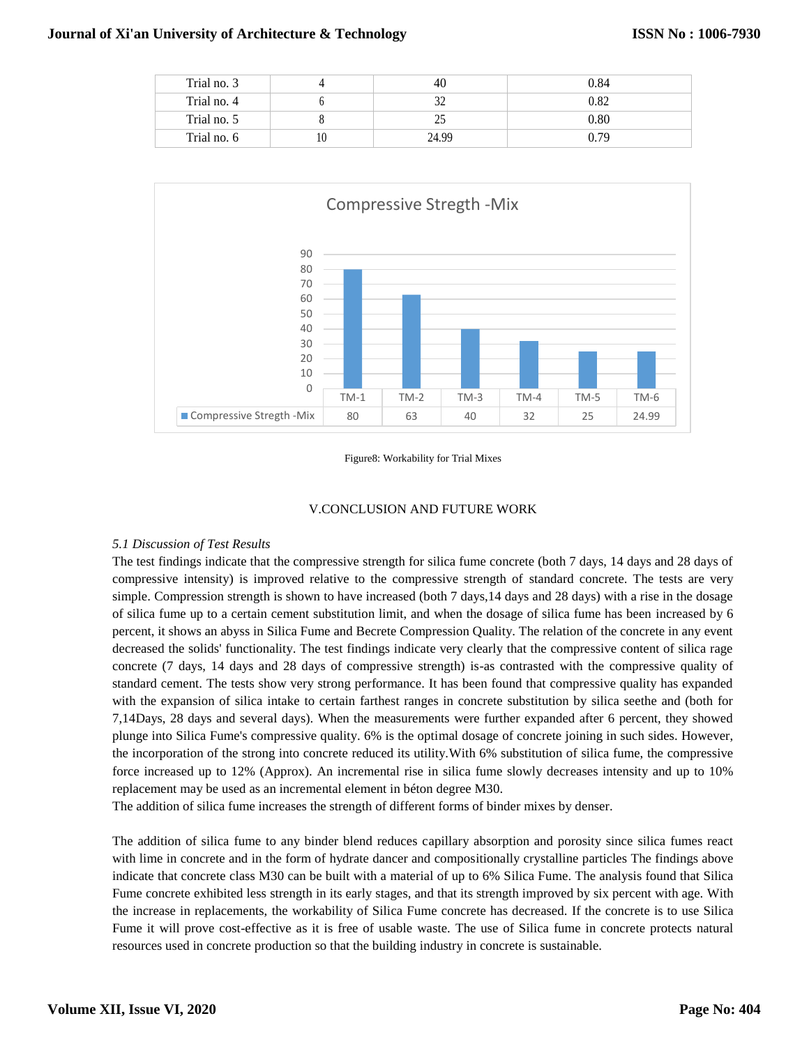| Trial no. 3 | 4 | 40 | 0.84 |
|---|---|---|---|
| Trial no. 4 | 6 | 32 | 0.82 |
| Trial no. 5 | 8 | 25 | 0.80 |
| Trial no. 6 | 10 | 24.99 | 0.79 |

| | TM-1 | TM-2 | TM-3 | TM-4 | TM-5 | TM-6 |
|---|---|---|---|---|---|---|
| Compressive Stregth -Mix | 80 | 63 | 40 | 32 | 25 | 24.99 |

Figure8: Workability for Trial Mixes

## V.CONCLUSION AND FUTURE WORK

### *5.1 Discussion of Test Results*

The test findings indicate that the compressive strength for silica fume concrete (both 7 days, 14 days and 28 days of compressive intensity) is improved relative to the compressive strength of standard concrete. The tests are very simple. Compression strength is shown to have increased (both 7 days,14 days and 28 days) with a rise in the dosage of silica fume up to a certain cement substitution limit, and when the dosage of silica fume has been increased by 6 percent, it shows an abyss in Silica Fume and Becrete Compression Quality. The relation of the concrete in any event decreased the solids' functionality. The test findings indicate very clearly that the compressive content of silica rage concrete (7 days, 14 days and 28 days of compressive strength) is-as contrasted with the compressive quality of standard cement. The tests show very strong performance. It has been found that compressive quality has expanded with the expansion of silica intake to certain farthest ranges in concrete substitution by silica seethe and (both for 7,14Days, 28 days and several days). When the measurements were further expanded after 6 percent, they showed plunge into Silica Fume's compressive quality. 6% is the optimal dosage of concrete joining in such sides. However, the incorporation of the strong into concrete reduced its utility.With 6% substitution of silica fume, the compressive force increased up to 12% (Approx). An incremental rise in silica fume slowly decreases intensity and up to 10% replacement may be used as an incremental element in béton degree M30.

The addition of silica fume increases the strength of different forms of binder mixes by denser.

The addition of silica fume to any binder blend reduces capillary absorption and porosity since silica fumes react with lime in concrete and in the form of hydrate dancer and compositionally crystalline particles The findings above indicate that concrete class M30 can be built with a material of up to 6% Silica Fume. The analysis found that Silica Fume concrete exhibited less strength in its early stages, and that its strength improved by six percent with age. With the increase in replacements, the workability of Silica Fume concrete has decreased. If the concrete is to use Silica Fume it will prove cost-effective as it is free of usable waste. The use of Silica fume in concrete protects natural resources used in concrete production so that the building industry in concrete is sustainable.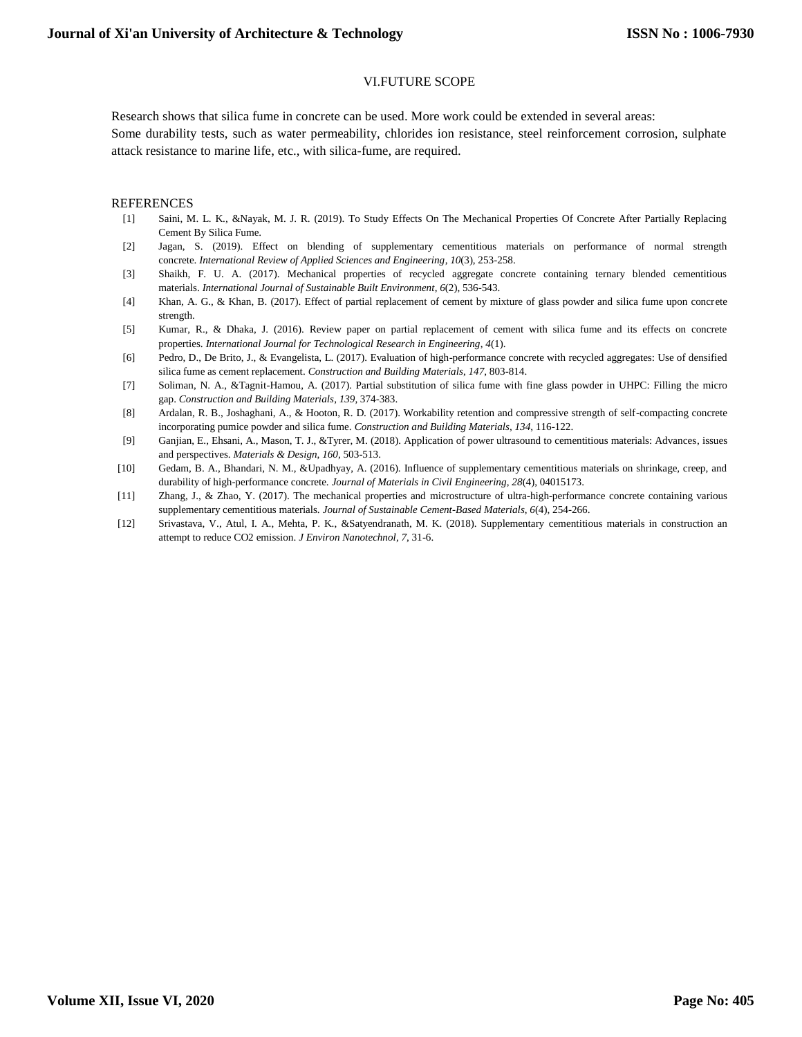## VI.FUTURE SCOPE

Research shows that silica fume in concrete can be used. More work could be extended in several areas:
Some durability tests, such as water permeability, chlorides ion resistance, steel reinforcement corrosion, sulphate attack resistance to marine life, etc., with silica-fume, are required.

## REFERENCES

[1] Saini, M. L. K., &Nayak, M. J. R. (2019). To Study Effects On The Mechanical Properties Of Concrete After Partially Replacing Cement By Silica Fume.

[2] Jagan, S. (2019). Effect on blending of supplementary cementitious materials on performance of normal strength concrete. *International Review of Applied Sciences and Engineering*, *10*(3), 253-258.

[3] Shaikh, F. U. A. (2017). Mechanical properties of recycled aggregate concrete containing ternary blended cementitious materials. *International Journal of Sustainable Built Environment*, *6*(2), 536-543.

[4] Khan, A. G., & Khan, B. (2017). Effect of partial replacement of cement by mixture of glass powder and silica fume upon concrete strength.

[5] Kumar, R., & Dhaka, J. (2016). Review paper on partial replacement of cement with silica fume and its effects on concrete properties. *International Journal for Technological Research in Engineering*, *4*(1).

[6] Pedro, D., De Brito, J., & Evangelista, L. (2017). Evaluation of high-performance concrete with recycled aggregates: Use of densified silica fume as cement replacement. *Construction and Building Materials*, *147*, 803-814.

[7] Soliman, N. A., &Tagnit-Hamou, A. (2017). Partial substitution of silica fume with fine glass powder in UHPC: Filling the micro gap. *Construction and Building Materials*, *139*, 374-383.

[8] Ardalan, R. B., Joshaghani, A., & Hooton, R. D. (2017). Workability retention and compressive strength of self-compacting concrete incorporating pumice powder and silica fume. *Construction and Building Materials*, *134*, 116-122.

[9] Ganjian, E., Ehsani, A., Mason, T. J., &Tyrer, M. (2018). Application of power ultrasound to cementitious materials: Advances, issues and perspectives. *Materials & Design*, *160*, 503-513.

[10] Gedam, B. A., Bhandari, N. M., &Upadhyay, A. (2016). Influence of supplementary cementitious materials on shrinkage, creep, and durability of high-performance concrete. *Journal of Materials in Civil Engineering*, *28*(4), 04015173.

[11] Zhang, J., & Zhao, Y. (2017). The mechanical properties and microstructure of ultra-high-performance concrete containing various supplementary cementitious materials. *Journal of Sustainable Cement-Based Materials*, *6*(4), 254-266.

[12] Srivastava, V., Atul, I. A., Mehta, P. K., &Satyendranath, M. K. (2018). Supplementary cementitious materials in construction an attempt to reduce CO2 emission. *J Environ Nanotechnol*, *7*, 31-6.